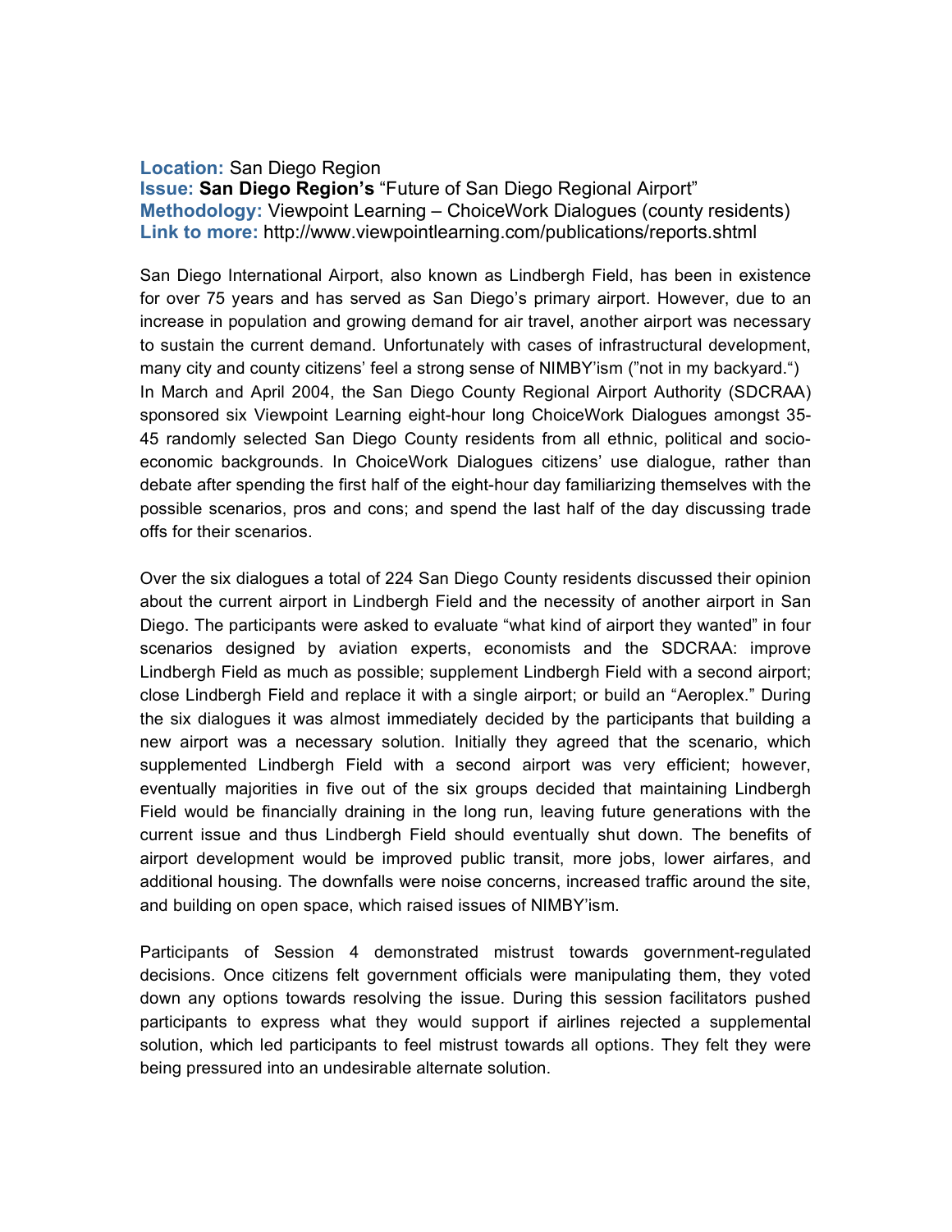**Location:** San Diego Region
**Issue: San Diego Region's** "Future of San Diego Regional Airport"
**Methodology:** Viewpoint Learning – ChoiceWork Dialogues (county residents)
**Link to more:** http://www.viewpointlearning.com/publications/reports.shtml

San Diego International Airport, also known as Lindbergh Field, has been in existence for over 75 years and has served as San Diego's primary airport. However, due to an increase in population and growing demand for air travel, another airport was necessary to sustain the current demand. Unfortunately with cases of infrastructural development, many city and county citizens' feel a strong sense of NIMBY'ism ("not in my backyard.")
In March and April 2004, the San Diego County Regional Airport Authority (SDCRAA) sponsored six Viewpoint Learning eight-hour long ChoiceWork Dialogues amongst 35-45 randomly selected San Diego County residents from all ethnic, political and socio-economic backgrounds. In ChoiceWork Dialogues citizens' use dialogue, rather than debate after spending the first half of the eight-hour day familiarizing themselves with the possible scenarios, pros and cons; and spend the last half of the day discussing trade offs for their scenarios.

Over the six dialogues a total of 224 San Diego County residents discussed their opinion about the current airport in Lindbergh Field and the necessity of another airport in San Diego. The participants were asked to evaluate "what kind of airport they wanted" in four scenarios designed by aviation experts, economists and the SDCRAA: improve Lindbergh Field as much as possible; supplement Lindbergh Field with a second airport; close Lindbergh Field and replace it with a single airport; or build an "Aeroplex." During the six dialogues it was almost immediately decided by the participants that building a new airport was a necessary solution. Initially they agreed that the scenario, which supplemented Lindbergh Field with a second airport was very efficient; however, eventually majorities in five out of the six groups decided that maintaining Lindbergh Field would be financially draining in the long run, leaving future generations with the current issue and thus Lindbergh Field should eventually shut down. The benefits of airport development would be improved public transit, more jobs, lower airfares, and additional housing. The downfalls were noise concerns, increased traffic around the site, and building on open space, which raised issues of NIMBY'ism.

Participants of Session 4 demonstrated mistrust towards government-regulated decisions. Once citizens felt government officials were manipulating them, they voted down any options towards resolving the issue. During this session facilitators pushed participants to express what they would support if airlines rejected a supplemental solution, which led participants to feel mistrust towards all options. They felt they were being pressured into an undesirable alternate solution.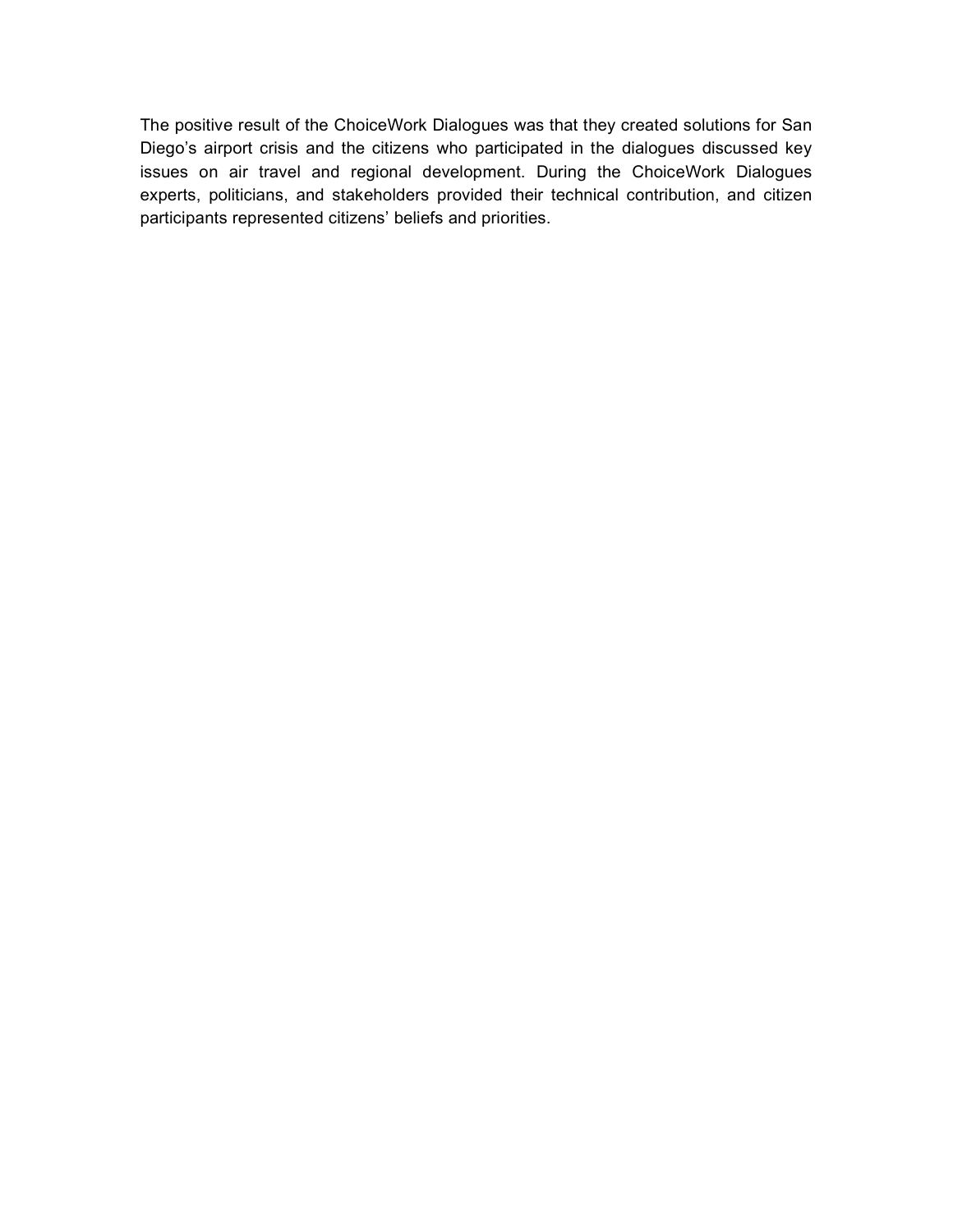The positive result of the ChoiceWork Dialogues was that they created solutions for San Diego's airport crisis and the citizens who participated in the dialogues discussed key issues on air travel and regional development. During the ChoiceWork Dialogues experts, politicians, and stakeholders provided their technical contribution, and citizen participants represented citizens' beliefs and priorities.